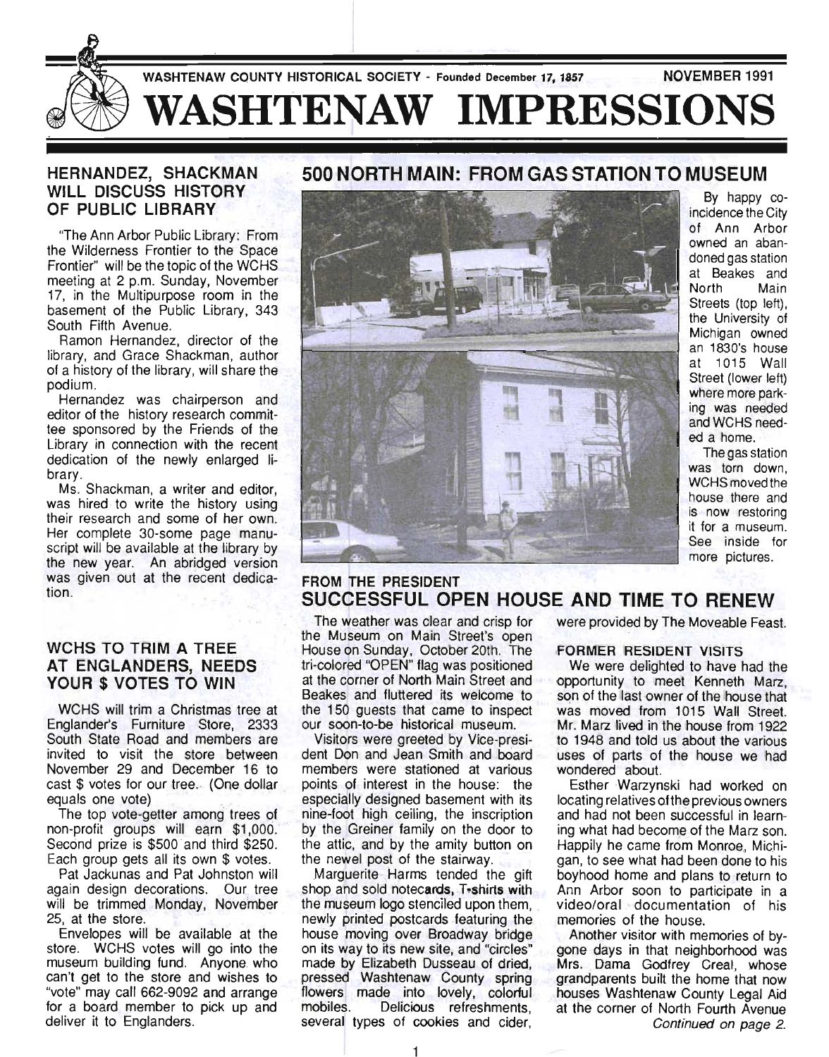WASHTENAW COUNTY HISTORICAL SOCIETY - Founded December 17, 1857 NOVEMBER 1991

# WASHTENAW IMPRESSIONS

## HERNANDEZ, SHACKMAN WILL DISCUSS HISTORY OF PUBLIC LIBRARY

"The Ann Arbor Public Library: From the Wilderness Frontier to the Space Frontier" will be the topic of the WCHS meeting at 2 p.m. Sunday, November 17, in the Multipurpose room in the basement of the Public Library, 343 South Fifth Avenue.

Ramon Hernandez, director of the library, and Grace Shackman, author of a history of the library, will share the podium.

Hernandez was chairperson and editor of the history research committee sponsored by the Friends of the Library in connection with the recent dedication of the newly enlarged library.

Ms. Shackman, a writer and editor, was hired to write the history using their research and some of her own. Her complete 30-some page manuscript will be available at the library by the new year. An abridged version was given out at the recent dedication.

## WCHS TO TRIM A TREE AT ENGLANDERS, NEEDS YOUR $ VOTES TO WIN

WCHS will trim a Christmas tree at Englander's Furniture Store, 2333 South State Road and members are invited to visit the store between November 29 and December 16 to cast $ votes for our tree. (One dollar equals one vote)

The top vote-getter among trees of non-profit groups will earn $1,000. Second prize is $500 and third $250. Each group gets all its own $ votes.

Pat Jackunas and Pat Johnston will again design decorations. Our tree will be trimmed Monday, November 25, at the store.

Envelopes will be available at the store. WCHS votes will go into the museum building fund. Anyone who can't get to the store and wishes to "vote" may call 662-9092 and arrange for a board member to pick up and deliver it to Englanders.

## 500 NORTH MAIN: FROM GAS STATION TO MUSEUM

By happy coincidence the City of Ann Arbor owned an abandoned gas station at Beakes and North Main Streets (top left), the University of Michigan owned an 1830's house at 1015 Wall Street (lower left) where more parking was needed and WCHS needed a home.

The gas station was torn down, WCHS moved the house there and is now restoring it for a museum. See inside for more pictures.

### FROM THE PRESIDENT

## SUCCESSFUL OPEN HOUSE AND TIME TO RENEW

The weather was clear and crisp for the Museum on Main Street's open House on Sunday, October 20th. The tri-colored "OPEN" flag was positioned at the corner of North Main Street and Beakes and fluttered its welcome to the 150 guests that came to inspect our soon-to-be historical museum.

Visitors were greeted by Vice-president Don and Jean Smith and board members were stationed at various points of interest in the house: the especially designed basement with its nine-foot high ceiling, the inscription by the Greiner family on the door to the attic, and by the amity button on the newel post of the stairway.

Marguerite Harms tended the gift shop and sold notecards, T-shirts with the museum logo stenciled upon them, newly printed postcards featuring the house moving over Broadway bridge on its way to its new site, and "circles" made by Elizabeth Dusseau of dried, pressed Washtenaw County spring flowers made into lovely, colorful mobiles. Delicious refreshments, several types of cookies and cider, were provided by The Moveable Feast.

### FORMER RESIDENT VISITS

We were delighted to have had the opportunity to meet Kenneth Marz, son of the last owner of the house that was moved from 1015 Wall Street. Mr. Marz lived in the house from 1922 to 1948 and told us about the various uses of parts of the house we had wondered about.

Esther Warzynski had worked on locating relatives of the previous owners and had not been successful in learning what had become of the Marz son. Happily he came from Monroe, Michigan, to see what had been done to his boyhood home and plans to return to Ann Arbor soon to participate in a video/oral documentation of his memories of the house.

Another visitor with memories of bygone days in that neighborhood was Mrs. Dama Godfrey Creal, whose grandparents built the home that now houses Washtenaw County Legal Aid at the corner of North Fourth Avenue

*Continued on page 2.*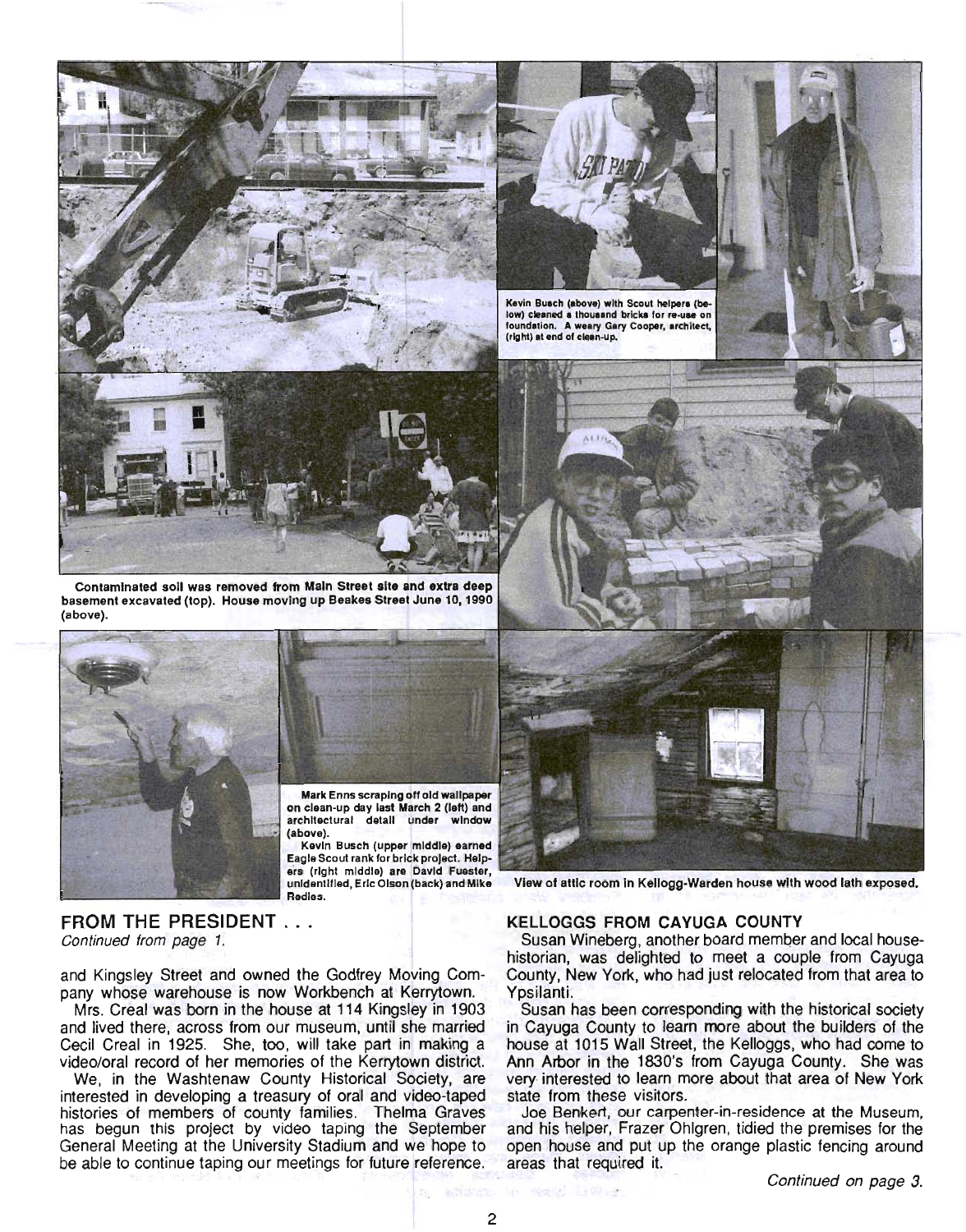Kevin Busch (above) with Scout helpers (below) cleaned a thousand bricks for re-use on foundation. A weary Gary Cooper, architect, (right) at end of clean-up.

Contaminated soil was removed from Main Street site and extra deep basement excavated (top). House moving up Beakes Street June 10, 1990 (above).

Mark Enns scraping off old wallpaper on clean-up day last March 2 (left) and architectural detail under window (above).

Kevin Busch (upper middle) earned Eagle Scout rank for brick project. Helpers (right middle) are David Fuester, unidentified, Eric Olson (back) and Mike Redies.

View of attic room in Kellogg-Warden house with wood lath exposed.

## FROM THE PRESIDENT . . .

*Continued from page 1.*

and Kingsley Street and owned the Godfrey Moving Company whose warehouse is now Workbench at Kerrytown.

Mrs. Creal was born in the house at 114 Kingsley in 1903 and lived there, across from our museum, until she married Cecil Creal in 1925. She, too, will take part in making a video/oral record of her memories of the Kerrytown district.

We, in the Washtenaw County Historical Society, are interested in developing a treasury of oral and video-taped histories of members of county families. Thelma Graves has begun this project by video taping the September General Meeting at the University Stadium and we hope to be able to continue taping our meetings for future reference.

## KELLOGGS FROM CAYUGA COUNTY

Susan Wineberg, another board member and local house-historian, was delighted to meet a couple from Cayuga County, New York, who had just relocated from that area to Ypsilanti.

Susan has been corresponding with the historical society in Cayuga County to learn more about the builders of the house at 1015 Wall Street, the Kelloggs, who had come to Ann Arbor in the 1830's from Cayuga County. She was very interested to learn more about that area of New York state from these visitors.

Joe Benkert, our carpenter-in-residence at the Museum, and his helper, Frazer Ohlgren, tidied the premises for the open house and put up the orange plastic fencing around areas that required it.

*Continued on page 3.*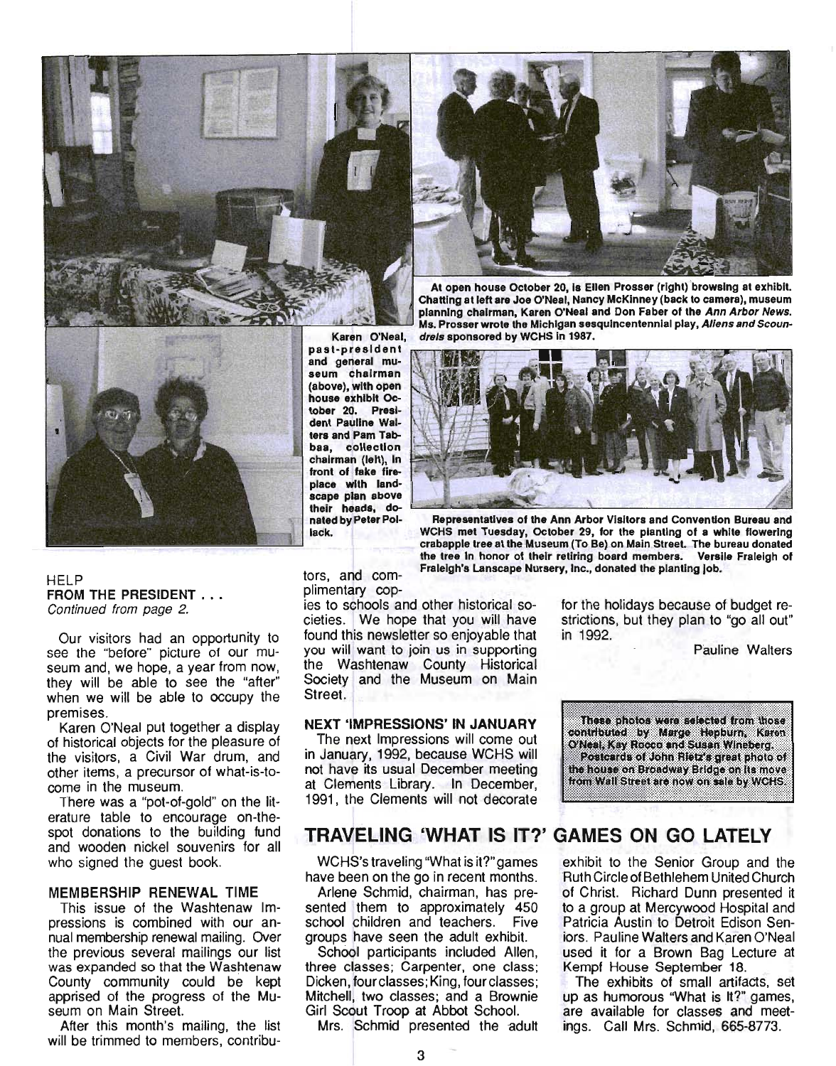At open house October 20, is Ellen Prosser (right) browsing at exhibit. Chatting at left are Joe O'Neal, Nancy McKinney (back to camera), museum planning chairman, Karen O'Neal and Don Faber of the *Ann Arbor News*. Ms. Prosser wrote the Michigan sesquincentennial play, *Aliens and Scoundrels* sponsored by WCHS in 1987.

Karen O'Neal, past-president and general museum chairman (above), with open house exhibit October 20. President Pauline Walters and Pam Tabbaa, collection chairman (left), in front of fake fireplace with landscape plan above their heads, donated by Peter Pollack.

Representatives of the Ann Arbor Visitors and Convention Bureau and WCHS met Tuesday, October 29, for the planting of a white flowering crabapple tree at the Museum (To Be) on Main Street. The bureau donated the tree in honor of their retiring board members. Versile Fraleigh of Fraleigh's Lanscape Nursery, Inc., donated the planting job.

HELP

**FROM THE PRESIDENT . . .**
*Continued from page 2.*

Our visitors had an opportunity to see the "before" picture of our museum and, we hope, a year from now, they will be able to see the "after" when we will be able to occupy the premises.

Karen O'Neal put together a display of historical objects for the pleasure of the visitors, a Civil War drum, and other items, a precursor of what-is-to-come in the museum.

There was a "pot-of-gold" on the literature table to encourage on-the-spot donations to the building fund and wooden nickel souvenirs for all who signed the guest book.

### MEMBERSHIP RENEWAL TIME

This issue of the Washtenaw Impressions is combined with our annual membership renewal mailing. Over the previous several mailings our list was expanded so that the Washtenaw County community could be kept apprised of the progress of the Museum on Main Street.

After this month's mailing, the list will be trimmed to members, contributors, and complimentary copies to schools and other historical societies. We hope that you will have found this newsletter so enjoyable that you will want to join us in supporting the Washtenaw County Historical Society and the Museum on Main Street.

### NEXT 'IMPRESSIONS' IN JANUARY

The next Impressions will come out in January, 1992, because WCHS will not have its usual December meeting at Clements Library. In December, 1991, the Clements will not decorate for the holidays because of budget restrictions, but they plan to "go all out" in 1992.

Pauline Walters

These photos were selected from those contributed by Marge Hepburn, Karen O'Neal, Kay Rocco and Susan Wineberg.

Postcards of John Rietz's great photo of the house on Broadway Bridge on its move from Wall Street are now on sale by WCHS.

## TRAVELING 'WHAT IS IT?' GAMES ON GO LATELY

WCHS's traveling "What is it?" games have been on the go in recent months.

Arlene Schmid, chairman, has presented them to approximately 450 school children and teachers. Five groups have seen the adult exhibit.

School participants included Allen, three classes; Carpenter, one class; Dicken, four classes; King, four classes; Mitchell, two classes; and a Brownie Girl Scout Troop at Abbot School.

Mrs. Schmid presented the adult exhibit to the Senior Group and the Ruth Circle of Bethlehem United Church of Christ. Richard Dunn presented it to a group at Mercywood Hospital and Patricia Austin to Detroit Edison Seniors. Pauline Walters and Karen O'Neal used it for a Brown Bag Lecture at Kempf House September 18.

The exhibits of small artifacts, set up as humorous "What is It?" games, are available for classes and meetings. Call Mrs. Schmid, 665-8773.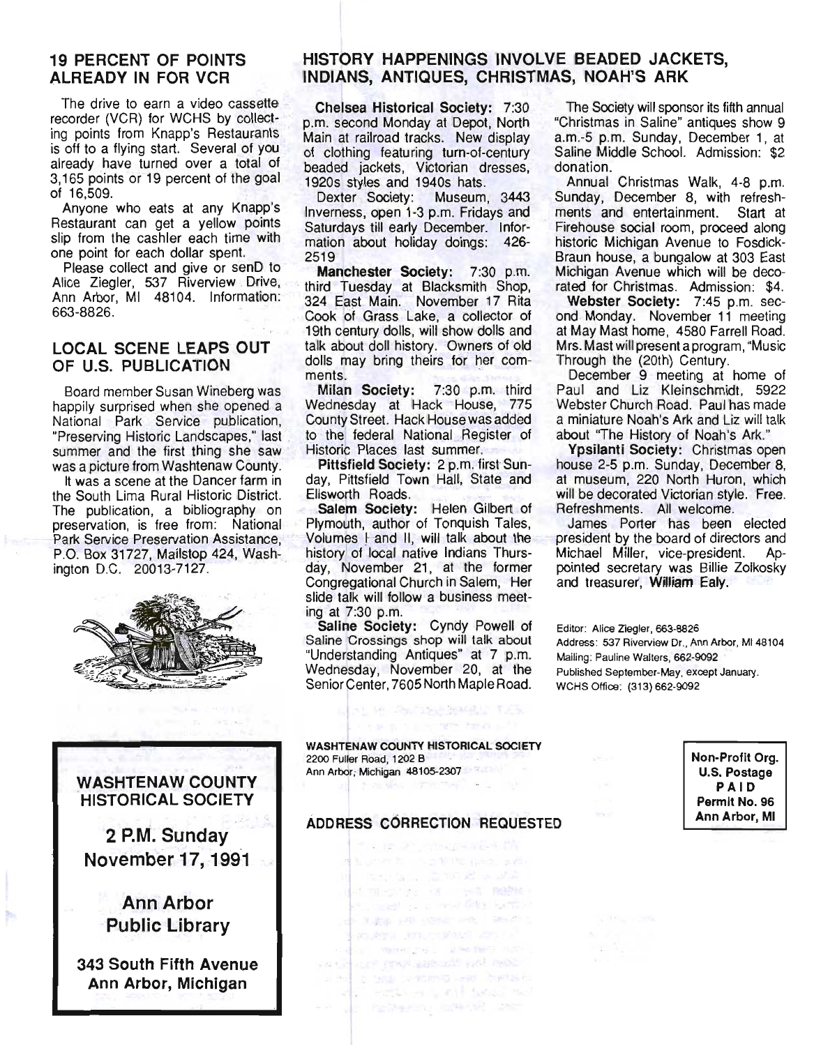## 19 PERCENT OF POINTS ALREADY IN FOR VCR

The drive to earn a video cassette recorder (VCR) for WCHS by collecting points from Knapp's Restaurants is off to a flying start. Several of you already have turned over a total of 3,165 points or 19 percent of the goal of 16,509.

Anyone who eats at any Knapp's Restaurant can get a yellow points slip from the cashier each time with one point for each dollar spent.

Please collect and give or senD to Alice Ziegler, 537 Riverview Drive, Ann Arbor, MI 48104. Information: 663-8826.

## LOCAL SCENE LEAPS OUT OF U.S. PUBLICATION

Board member Susan Wineberg was happily surprised when she opened a National Park Service publication, "Preserving Historic Landscapes," last summer and the first thing she saw was a picture from Washtenaw County.

It was a scene at the Dancer farm in the South Lima Rural Historic District. The publication, a bibliography on preservation, is free from: National Park Service Preservation Assistance, P.O. Box 31727, Mailstop 424, Washington D.C. 20013-7127.

## HISTORY HAPPENINGS INVOLVE BEADED JACKETS, INDIANS, ANTIQUES, CHRISTMAS, NOAH'S ARK

**Chelsea Historical Society:** 7:30 p.m. second Monday at Depot, North Main at railroad tracks. New display of clothing featuring turn-of-century beaded jackets, Victorian dresses, 1920s styles and 1940s hats.

Dexter Society: Museum, 3443 Inverness, open 1-3 p.m. Fridays and Saturdays till early December. Information about holiday doings: 426-2519

**Manchester Society:** 7:30 p.m. third Tuesday at Blacksmith Shop, 324 East Main. November 17 Rita Cook of Grass Lake, a collector of 19th century dolls, will show dolls and talk about doll history. Owners of old dolls may bring theirs for her comments.

**Milan Society:** 7:30 p.m. third Wednesday at Hack House, 775 County Street. Hack House was added to the federal National Register of Historic Places last summer.

**Pittsfield Society:** 2 p.m. first Sunday, Pittsfield Town Hall, State and Ellsworth Roads.

**Salem Society:** Helen Gilbert of Plymouth, author of Tonquish Tales, Volumes I and II, will talk about the history of local native Indians Thursday, November 21, at the former Congregational Church in Salem. Her slide talk will follow a business meeting at 7:30 p.m.

**Saline Society:** Cyndy Powell of Saline Crossings shop will talk about "Understanding Antiques" at 7 p.m. Wednesday, November 20, at the Senior Center, 7605 North Maple Road.

The Society will sponsor its fifth annual "Christmas in Saline" antiques show 9 a.m.-5 p.m. Sunday, December 1, at Saline Middle School. Admission: $2 donation.

Annual Christmas Walk, 4-8 p.m. Sunday, December 8, with refreshments and entertainment. Start at Firehouse social room, proceed along historic Michigan Avenue to Fosdick-Braun house, a bungalow at 303 East Michigan Avenue which will be decorated for Christmas. Admission: $4.

**Webster Society:** 7:45 p.m. second Monday. November 11 meeting at May Mast home, 4580 Farrell Road. Mrs. Mast will present a program, "Music Through the (20th) Century.

December 9 meeting at home of Paul and Liz Kleinschmidt, 5922 Webster Church Road. Paul has made a miniature Noah's Ark and Liz will talk about "The History of Noah's Ark."

**Ypsilanti Society:** Christmas open house 2-5 p.m. Sunday, December 8, at museum, 220 North Huron, which will be decorated Victorian style. Free. Refreshments. All welcome.

James Porter has been elected president by the board of directors and Michael Miller, vice-president. Appointed secretary was Billie Zolkosky and treasurer, William Ealy.

Editor: Alice Ziegler, 663-8826
Address: 537 Riverview Dr., Ann Arbor, MI 48104
Mailing: Pauline Walters, 662-9092
Published September-May, except January.
WCHS Office: (313) 662-9092

**WASHTENAW COUNTY HISTORICAL SOCIETY**

**2 P.M. Sunday November 17, 1991**

**Ann Arbor Public Library**

**343 South Fifth Avenue Ann Arbor, Michigan**

**WASHTENAW COUNTY HISTORICAL SOCIETY**
2200 Fuller Road, 1202 B
Ann Arbor, Michigan 48105-2307

**ADDRESS CORRECTION REQUESTED**

**Non-Profit Org.
U.S. Postage
PAID
Permit No. 96
Ann Arbor, MI**